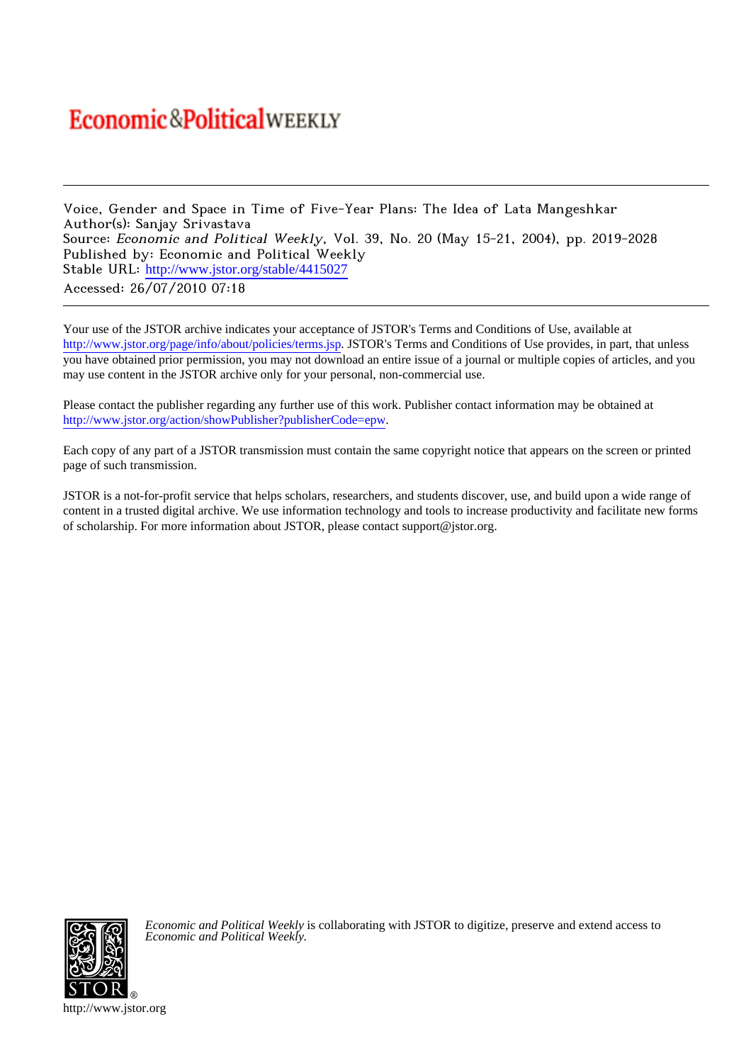# Economic&PoliticalWEEKLY

Voice, Gender and Space in Time of Five-Year Plans: The Idea of Lata Mangeshkar
Author(s): Sanjay Srivastava
Source: *Economic and Political Weekly*, Vol. 39, No. 20 (May 15-21, 2004), pp. 2019-2028
Published by: Economic and Political Weekly
Stable URL: http://www.jstor.org/stable/4415027
Accessed: 26/07/2010 07:18

Your use of the JSTOR archive indicates your acceptance of JSTOR's Terms and Conditions of Use, available at http://www.jstor.org/page/info/about/policies/terms.jsp. JSTOR's Terms and Conditions of Use provides, in part, that unless you have obtained prior permission, you may not download an entire issue of a journal or multiple copies of articles, and you may use content in the JSTOR archive only for your personal, non-commercial use.

Please contact the publisher regarding any further use of this work. Publisher contact information may be obtained at http://www.jstor.org/action/showPublisher?publisherCode=epw.

Each copy of any part of a JSTOR transmission must contain the same copyright notice that appears on the screen or printed page of such transmission.

JSTOR is a not-for-profit service that helps scholars, researchers, and students discover, use, and build upon a wide range of content in a trusted digital archive. We use information technology and tools to increase productivity and facilitate new forms of scholarship. For more information about JSTOR, please contact support@jstor.org.

*Economic and Political Weekly* is collaborating with JSTOR to digitize, preserve and extend access to *Economic and Political Weekly.*

http://www.jstor.org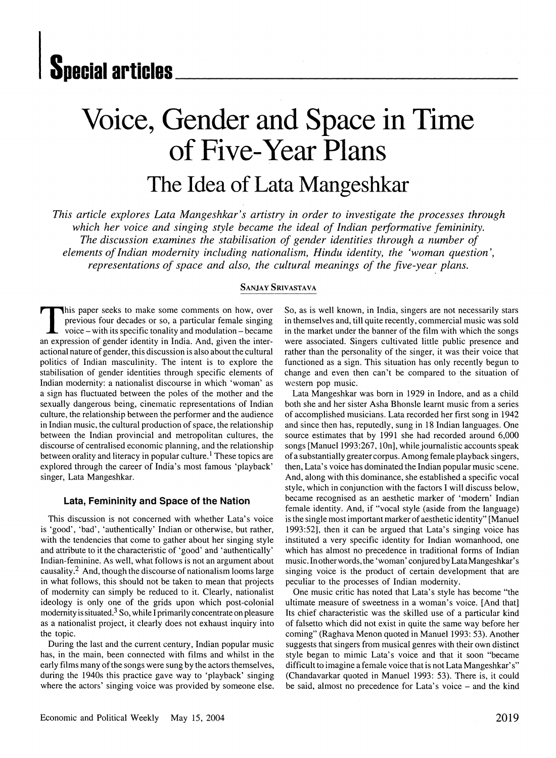# Special articles

# Voice, Gender and Space in Time of Five-Year Plans

## The Idea of Lata Mangeshkar

*This article explores Lata Mangeshkar's artistry in order to investigate the processes through which her voice and singing style became the ideal of Indian performative femininity. The discussion examines the stabilisation of gender identities through a number of elements of Indian modernity including nationalism, Hindu identity, the 'woman question', representations of space and also, the cultural meanings of the five-year plans.*

SANJAY SRIVASTAVA

This paper seeks to make some comments on how, over previous four decades or so, a particular female singing voice – with its specific tonality and modulation – became an expression of gender identity in India. And, given the interactional nature of gender, this discussion is also about the cultural politics of Indian masculinity. The intent is to explore the stabilisation of gender identities through specific elements of Indian modernity: a nationalist discourse in which 'woman' as a sign has fluctuated between the poles of the mother and the sexually dangerous being, cinematic representations of Indian culture, the relationship between the performer and the audience in Indian music, the cultural production of space, the relationship between the Indian provincial and metropolitan cultures, the discourse of centralised economic planning, and the relationship between orality and literacy in popular culture.[1] These topics are explored through the career of India's most famous 'playback' singer, Lata Mangeshkar.

### Lata, Femininity and Space of the Nation

This discussion is not concerned with whether Lata's voice is 'good', 'bad', 'authentically' Indian or otherwise, but rather, with the tendencies that come to gather about her singing style and attribute to it the characteristic of 'good' and 'authentically' Indian-feminine. As well, what follows is not an argument about causality.[2] And, though the discourse of nationalism looms large in what follows, this should not be taken to mean that projects of modernity can simply be reduced to it. Clearly, nationalist ideology is only one of the grids upon which post-colonial modernity is situated.[3] So, while I primarily concentrate on pleasure as a nationalist project, it clearly does not exhaust inquiry into the topic.

During the last and the current century, Indian popular music has, in the main, been connected with films and whilst in the early films many of the songs were sung by the actors themselves, during the 1940s this practice gave way to 'playback' singing where the actors' singing voice was provided by someone else. So, as is well known, in India, singers are not necessarily stars in themselves and, till quite recently, commercial music was sold in the market under the banner of the film with which the songs were associated. Singers cultivated little public presence and rather than the personality of the singer, it was their voice that functioned as a sign. This situation has only recently begun to change and even then can't be compared to the situation of western pop music.

Lata Mangeshkar was born in 1929 in Indore, and as a child both she and her sister Asha Bhonsle learnt music from a series of accomplished musicians. Lata recorded her first song in 1942 and since then has, reputedly, sung in 18 Indian languages. One source estimates that by 1991 she had recorded around 6,000 songs [Manuel 1993:267, 10n], while journalistic accounts speak of a substantially greater corpus. Among female playback singers, then, Lata's voice has dominated the Indian popular music scene. And, along with this dominance, she established a specific vocal style, which in conjunction with the factors I will discuss below, became recognised as an aesthetic marker of 'modern' Indian female identity. And, if "vocal style (aside from the language) is the single most important marker of aesthetic identity" [Manuel 1993:52], then it can be argued that Lata's singing voice has instituted a very specific identity for Indian womanhood, one which has almost no precedence in traditional forms of Indian music. In other words, the 'woman' conjured by Lata Mangeshkar's singing voice is the product of certain development that are peculiar to the processes of Indian modernity.

One music critic has noted that Lata's style has become "the ultimate measure of sweetness in a woman's voice. [And that] Its chief characteristic was the skilled use of a particular kind of falsetto which did not exist in quite the same way before her coming" (Raghava Menon quoted in Manuel 1993: 53). Another suggests that singers from musical genres with their own distinct style began to mimic Lata's voice and that it soon "became difficult to imagine a female voice that is not Lata Mangeshkar's" (Chandavarkar quoted in Manuel 1993: 53). There is, it could be said, almost no precedence for Lata's voice – and the kind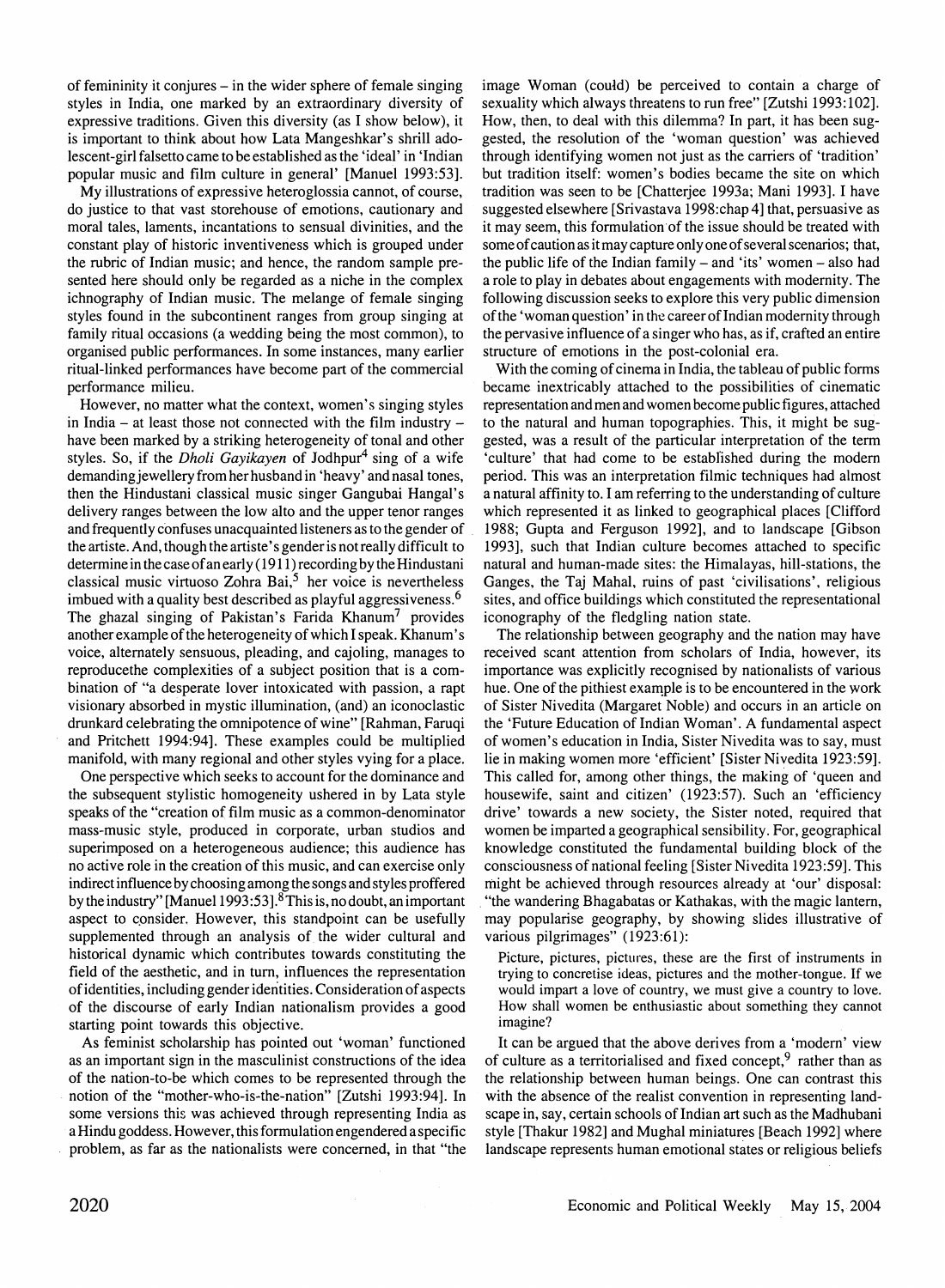of femininity it conjures – in the wider sphere of female singing styles in India, one marked by an extraordinary diversity of expressive traditions. Given this diversity (as I show below), it is important to think about how Lata Mangeshkar's shrill adolescent-girl falsetto came to be established as the 'ideal' in 'Indian popular music and film culture in general' [Manuel 1993:53].

My illustrations of expressive heteroglossia cannot, of course, do justice to that vast storehouse of emotions, cautionary and moral tales, laments, incantations to sensual divinities, and the constant play of historic inventiveness which is grouped under the rubric of Indian music; and hence, the random sample presented here should only be regarded as a niche in the complex ichnography of Indian music. The melange of female singing styles found in the subcontinent ranges from group singing at family ritual occasions (a wedding being the most common), to organised public performances. In some instances, many earlier ritual-linked performances have become part of the commercial performance milieu.

However, no matter what the context, women's singing styles in India – at least those not connected with the film industry – have been marked by a striking heterogeneity of tonal and other styles. So, if the *Dholi Gayikayen* of Jodhpur[4] sing of a wife demanding jewellery from her husband in 'heavy' and nasal tones, then the Hindustani classical music singer Gangubai Hangal's delivery ranges between the low alto and the upper tenor ranges and frequently confuses unacquainted listeners as to the gender of the artiste. And, though the artiste's gender is not really difficult to determine in the case of an early (1911) recording by the Hindustani classical music virtuoso Zohra Bai,[5] her voice is nevertheless imbued with a quality best described as playful aggressiveness.[6] The ghazal singing of Pakistan's Farida Khanum[7] provides another example of the heterogeneity of which I speak. Khanum's voice, alternately sensuous, pleading, and cajoling, manages to reproducethe complexities of a subject position that is a combination of "a desperate lover intoxicated with passion, a rapt visionary absorbed in mystic illumination, (and) an iconoclastic drunkard celebrating the omnipotence of wine" [Rahman, Faruqi and Pritchett 1994:94]. These examples could be multiplied manifold, with many regional and other styles vying for a place.

One perspective which seeks to account for the dominance and the subsequent stylistic homogeneity ushered in by Lata style speaks of the "creation of film music as a common-denominator mass-music style, produced in corporate, urban studios and superimposed on a heterogeneous audience; this audience has no active role in the creation of this music, and can exercise only indirect influence by choosing among the songs and styles proffered by the industry" [Manuel 1993:53].[8] This is, no doubt, an important aspect to consider. However, this standpoint can be usefully supplemented through an analysis of the wider cultural and historical dynamic which contributes towards constituting the field of the aesthetic, and in turn, influences the representation of identities, including gender identities. Consideration of aspects of the discourse of early Indian nationalism provides a good starting point towards this objective.

As feminist scholarship has pointed out 'woman' functioned as an important sign in the masculinist constructions of the idea of the nation-to-be which comes to be represented through the notion of the "mother-who-is-the-nation" [Zutshi 1993:94]. In some versions this was achieved through representing India as a Hindu goddess. However, this formulation engendered a specific problem, as far as the nationalists were concerned, in that "the image Woman (could) be perceived to contain a charge of sexuality which always threatens to run free" [Zutshi 1993:102]. How, then, to deal with this dilemma? In part, it has been suggested, the resolution of the 'woman question' was achieved through identifying women not just as the carriers of 'tradition' but tradition itself: women's bodies became the site on which tradition was seen to be [Chatterjee 1993a; Mani 1993]. I have suggested elsewhere [Srivastava 1998:chap 4] that, persuasive as it may seem, this formulation of the issue should be treated with some of caution as it may capture only one of several scenarios; that, the public life of the Indian family – and 'its' women – also had a role to play in debates about engagements with modernity. The following discussion seeks to explore this very public dimension of the 'woman question' in the career of Indian modernity through the pervasive influence of a singer who has, as if, crafted an entire structure of emotions in the post-colonial era.

With the coming of cinema in India, the tableau of public forms became inextricably attached to the possibilities of cinematic representation and men and women become public figures, attached to the natural and human topographies. This, it might be suggested, was a result of the particular interpretation of the term 'culture' that had come to be established during the modern period. This was an interpretation filmic techniques had almost a natural affinity to. I am referring to the understanding of culture which represented it as linked to geographical places [Clifford 1988; Gupta and Ferguson 1992], and to landscape [Gibson 1993], such that Indian culture becomes attached to specific natural and human-made sites: the Himalayas, hill-stations, the Ganges, the Taj Mahal, ruins of past 'civilisations', religious sites, and office buildings which constituted the representational iconography of the fledgling nation state.

The relationship between geography and the nation may have received scant attention from scholars of India, however, its importance was explicitly recognised by nationalists of various hue. One of the pithiest example is to be encountered in the work of Sister Nivedita (Margaret Noble) and occurs in an article on the 'Future Education of Indian Woman'. A fundamental aspect of women's education in India, Sister Nivedita was to say, must lie in making women more 'efficient' [Sister Nivedita 1923:59]. This called for, among other things, the making of 'queen and housewife, saint and citizen' (1923:57). Such an 'efficiency drive' towards a new society, the Sister noted, required that women be imparted a geographical sensibility. For, geographical knowledge constituted the fundamental building block of the consciousness of national feeling [Sister Nivedita 1923:59]. This might be achieved through resources already at 'our' disposal: "the wandering Bhagabatas or Kathakas, with the magic lantern, may popularise geography, by showing slides illustrative of various pilgrimages" (1923:61):

> Picture, pictures, pictures, these are the first of instruments in trying to concretise ideas, pictures and the mother-tongue. If we would impart a love of country, we must give a country to love. How shall women be enthusiastic about something they cannot imagine?

It can be argued that the above derives from a 'modern' view of culture as a territorialised and fixed concept,[9] rather than as the relationship between human beings. One can contrast this with the absence of the realist convention in representing landscape in, say, certain schools of Indian art such as the Madhubani style [Thakur 1982] and Mughal miniatures [Beach 1992] where landscape represents human emotional states or religious beliefs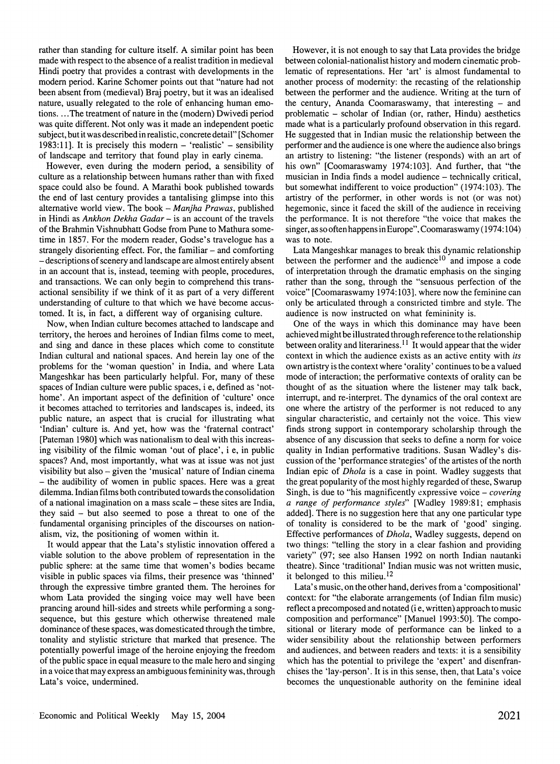rather than standing for culture itself. A similar point has been made with respect to the absence of a realist tradition in medieval Hindi poetry that provides a contrast with developments in the modern period. Karine Schomer points out that "nature had not been absent from (medieval) Braj poetry, but it was an idealised nature, usually relegated to the role of enhancing human emotions. ...The treatment of nature in the (modern) Dwivedi period was quite different. Not only was it made an independent poetic subject, but it was described in realistic, concrete detail" [Schomer 1983:11]. It is precisely this modern – 'realistic' – sensibility of landscape and territory that found play in early cinema.

However, even during the modern period, a sensibility of culture as a relationship between humans rather than with fixed space could also be found. A Marathi book published towards the end of last century provides a tantalising glimpse into this alternative world view. The book – *Manjha Prawas*, published in Hindi as *Ankhon Dekha Gadar* – is an account of the travels of the Brahmin Vishnubhatt Godse from Pune to Mathura sometime in 1857. For the modern reader, Godse's travelogue has a strangely disorienting effect. For, the familiar – and comforting – descriptions of scenery and landscape are almost entirely absent in an account that is, instead, teeming with people, procedures, and transactions. We can only begin to comprehend this transactional sensibility if we think of it as part of a very different understanding of culture to that which we have become accustomed. It is, in fact, a different way of organising culture.

Now, when Indian culture becomes attached to landscape and territory, the heroes and heroines of Indian films come to meet, and sing and dance in these places which come to constitute Indian cultural and national spaces. And herein lay one of the problems for the 'woman question' in India, and where Lata Mangeshkar has been particularly helpful. For, many of these spaces of Indian culture were public spaces, i e, defined as 'not-home'. An important aspect of the definition of 'culture' once it becomes attached to territories and landscapes is, indeed, its public nature, an aspect that is crucial for illustrating what 'Indian' culture is. And yet, how was the 'fraternal contract' [Pateman 1980] which was nationalism to deal with this increasing visibility of the filmic woman 'out of place', i e, in public spaces? And, most importantly, what was at issue was not just visibility but also – given the 'musical' nature of Indian cinema – the audibility of women in public spaces. Here was a great dilemma. Indian films both contributed towards the consolidation of a national imagination on a mass scale – these sites are India, they said – but also seemed to pose a threat to one of the fundamental organising principles of the discourses on nationalism, viz, the positioning of women within it.

It would appear that the Lata's stylistic innovation offered a viable solution to the above problem of representation in the public sphere: at the same time that women's bodies became visible in public spaces via films, their presence was 'thinned' through the expressive timbre granted them. The heroines for whom Lata provided the singing voice may well have been prancing around hill-sides and streets while performing a song-sequence, but this gesture which otherwise threatened male dominance of these spaces, was domesticated through the timbre, tonality and stylistic stricture that marked that presence. The potentially powerful image of the heroine enjoying the freedom of the public space in equal measure to the male hero and singing in a voice that may express an ambiguous femininity was, through Lata's voice, undermined.

However, it is not enough to say that Lata provides the bridge between colonial-nationalist history and modern cinematic problematic of representations. Her 'art' is almost fundamental to another process of modernity: the recasting of the relationship between the performer and the audience. Writing at the turn of the century, Ananda Coomaraswamy, that interesting – and problematic – scholar of Indian (or, rather, Hindu) aesthetics made what is a particularly profound observation in this regard. He suggested that in Indian music the relationship between the performer and the audience is one where the audience also brings an artistry to listening: "the listener (responds) with an art of his own" [Coomaraswamy 1974:103]. And further, that "the musician in India finds a model audience – technically critical, but somewhat indifferent to voice production" (1974:103). The artistry of the performer, in other words is not (or was not) hegemonic, since it faced the skill of the audience in receiving the performance. It is not therefore "the voice that makes the singer, as so often happens in Europe", Coomaraswamy (1974:104) was to note.

Lata Mangeshkar manages to break this dynamic relationship between the performer and the audience[10] and impose a code of interpretation through the dramatic emphasis on the singing rather than the song, through the "sensuous perfection of the voice" [Coomaraswamy 1974:103]. where now the feminine can only be articulated through a constricted timbre and style. The audience is now instructed on what femininity is.

One of the ways in which this dominance may have been achieved might be illustrated through reference to the relationship between orality and literariness.[11] It would appear that the wider context in which the audience exists as an active entity with *its* own artistry is the context where 'orality' continues to be a valued mode of interaction; the performative contexts of orality can be thought of as the situation where the listener may talk back, interrupt, and re-interpret. The dynamics of the oral context are one where the artistry of the performer is not reduced to any singular characteristic, and certainly not the voice. This view finds strong support in contemporary scholarship through the absence of any discussion that seeks to define a norm for voice quality in Indian performative traditions. Susan Wadley's discussion of the 'performance strategies' of the artistes of the north Indian epic of *Dhola* is a case in point. Wadley suggests that the great popularity of the most highly regarded of these, Swarup Singh, is due to "his magnificently expressive voice – *covering a range of performance styles*" [Wadley 1989:81; emphasis added]. There is no suggestion here that any one particular type of tonality is considered to be the mark of 'good' singing. Effective performances of *Dhola*, Wadley suggests, depend on two things: "telling the story in a clear fashion and providing variety" (97; see also Hansen 1992 on north Indian nautanki theatre). Since 'traditional' Indian music was not written music, it belonged to this milieu.[12]

Lata's music, on the other hand, derives from a 'compositional' context: for "the elaborate arrangements (of Indian film music) reflect a precomposed and notated (i e, written) approach to music composition and performance" [Manuel 1993:50]. The compositional or literary mode of performance can be linked to a wider sensibility about the relationship between performers and audiences, and between readers and texts: it is a sensibility which has the potential to privilege the 'expert' and disenfranchises the 'lay-person'. It is in this sense, then, that Lata's voice becomes the unquestionable authority on the feminine ideal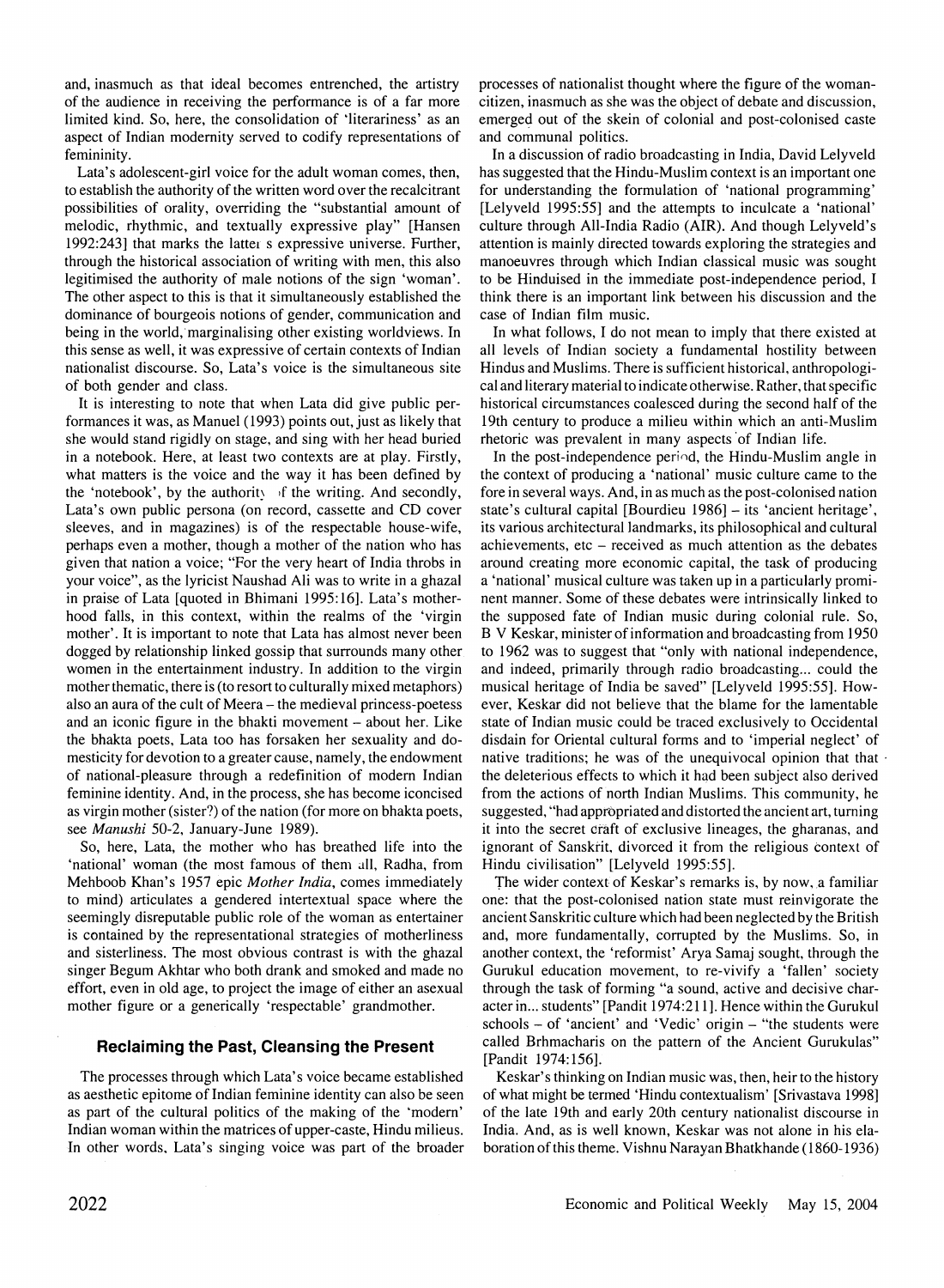and, inasmuch as that ideal becomes entrenched, the artistry of the audience in receiving the performance is of a far more limited kind. So, here, the consolidation of 'literariness' as an aspect of Indian modernity served to codify representations of femininity.

Lata's adolescent-girl voice for the adult woman comes, then, to establish the authority of the written word over the recalcitrant possibilities of orality, overriding the "substantial amount of melodic, rhythmic, and textually expressive play" [Hansen 1992:243] that marks the latter's expressive universe. Further, through the historical association of writing with men, this also legitimised the authority of male notions of the sign 'woman'. The other aspect to this is that it simultaneously established the dominance of bourgeois notions of gender, communication and being in the world, marginalising other existing worldviews. In this sense as well, it was expressive of certain contexts of Indian nationalist discourse. So, Lata's voice is the simultaneous site of both gender and class.

It is interesting to note that when Lata did give public performances it was, as Manuel (1993) points out, just as likely that she would stand rigidly on stage, and sing with her head buried in a notebook. Here, at least two contexts are at play. Firstly, what matters is the voice and the way it has been defined by the 'notebook', by the authority of the writing. And secondly, Lata's own public persona (on record, cassette and CD cover sleeves, and in magazines) is of the respectable house-wife, perhaps even a mother, though a mother of the nation who has given that nation a voice; "For the very heart of India throbs in your voice", as the lyricist Naushad Ali was to write in a ghazal in praise of Lata [quoted in Bhimani 1995:16]. Lata's motherhood falls, in this context, within the realms of the 'virgin mother'. It is important to note that Lata has almost never been dogged by relationship linked gossip that surrounds many other women in the entertainment industry. In addition to the virgin mother thematic, there is (to resort to culturally mixed metaphors) also an aura of the cult of Meera – the medieval princess-poetess and an iconic figure in the bhakti movement – about her. Like the bhakta poets, Lata too has forsaken her sexuality and domesticity for devotion to a greater cause, namely, the endowment of national-pleasure through a redefinition of modern Indian feminine identity. And, in the process, she has become iconcised as virgin mother (sister?) of the nation (for more on bhakta poets, see *Manushi* 50-2, January-June 1989).

So, here, Lata, the mother who has breathed life into the 'national' woman (the most famous of them all, Radha, from Mehboob Khan's 1957 epic *Mother India*, comes immediately to mind) articulates a gendered intertextual space where the seemingly disreputable public role of the woman as entertainer is contained by the representational strategies of motherliness and sisterliness. The most obvious contrast is with the ghazal singer Begum Akhtar who both drank and smoked and made no effort, even in old age, to project the image of either an asexual mother figure or a generically 'respectable' grandmother.

## Reclaiming the Past, Cleansing the Present

The processes through which Lata's voice became established as aesthetic epitome of Indian feminine identity can also be seen as part of the cultural politics of the making of the 'modern' Indian woman within the matrices of upper-caste, Hindu milieus. In other words, Lata's singing voice was part of the broader processes of nationalist thought where the figure of the woman-citizen, inasmuch as she was the object of debate and discussion, emerged out of the skein of colonial and post-colonised caste and communal politics.

In a discussion of radio broadcasting in India, David Lelyveld has suggested that the Hindu-Muslim context is an important one for understanding the formulation of 'national programming' [Lelyveld 1995:55] and the attempts to inculcate a 'national' culture through All-India Radio (AIR). And though Lelyveld's attention is mainly directed towards exploring the strategies and manoeuvres through which Indian classical music was sought to be Hinduised in the immediate post-independence period, I think there is an important link between his discussion and the case of Indian film music.

In what follows, I do not mean to imply that there existed at all levels of Indian society a fundamental hostility between Hindus and Muslims. There is sufficient historical, anthropological and literary material to indicate otherwise. Rather, that specific historical circumstances coalesced during the second half of the 19th century to produce a milieu within which an anti-Muslim rhetoric was prevalent in many aspects of Indian life.

In the post-independence period, the Hindu-Muslim angle in the context of producing a 'national' music culture came to the fore in several ways. And, in as much as the post-colonised nation state's cultural capital [Bourdieu 1986] – its 'ancient heritage', its various architectural landmarks, its philosophical and cultural achievements, etc – received as much attention as the debates around creating more economic capital, the task of producing a 'national' musical culture was taken up in a particularly prominent manner. Some of these debates were intrinsically linked to the supposed fate of Indian music during colonial rule. So, B V Keskar, minister of information and broadcasting from 1950 to 1962 was to suggest that "only with national independence, and indeed, primarily through radio broadcasting... could the musical heritage of India be saved" [Lelyveld 1995:55]. However, Keskar did not believe that the blame for the lamentable state of Indian music could be traced exclusively to Occidental disdain for Oriental cultural forms and to 'imperial neglect' of native traditions; he was of the unequivocal opinion that that the deleterious effects to which it had been subject also derived from the actions of north Indian Muslims. This community, he suggested, "had appropriated and distorted the ancient art, turning it into the secret craft of exclusive lineages, the gharanas, and ignorant of Sanskrit, divorced it from the religious context of Hindu civilisation" [Lelyveld 1995:55].

The wider context of Keskar's remarks is, by now, a familiar one: that the post-colonised nation state must reinvigorate the ancient Sanskritic culture which had been neglected by the British and, more fundamentally, corrupted by the Muslims. So, in another context, the 'reformist' Arya Samaj sought, through the Gurukul education movement, to re-vivify a 'fallen' society through the task of forming "a sound, active and decisive character in... students" [Pandit 1974:211]. Hence within the Gurukul schools – of 'ancient' and 'Vedic' origin – "the students were called Brhmacharis on the pattern of the Ancient Gurukulas" [Pandit 1974:156].

Keskar's thinking on Indian music was, then, heir to the history of what might be termed 'Hindu contextualism' [Srivastava 1998] of the late 19th and early 20th century nationalist discourse in India. And, as is well known, Keskar was not alone in his elaboration of this theme. Vishnu Narayan Bhatkhande (1860-1936)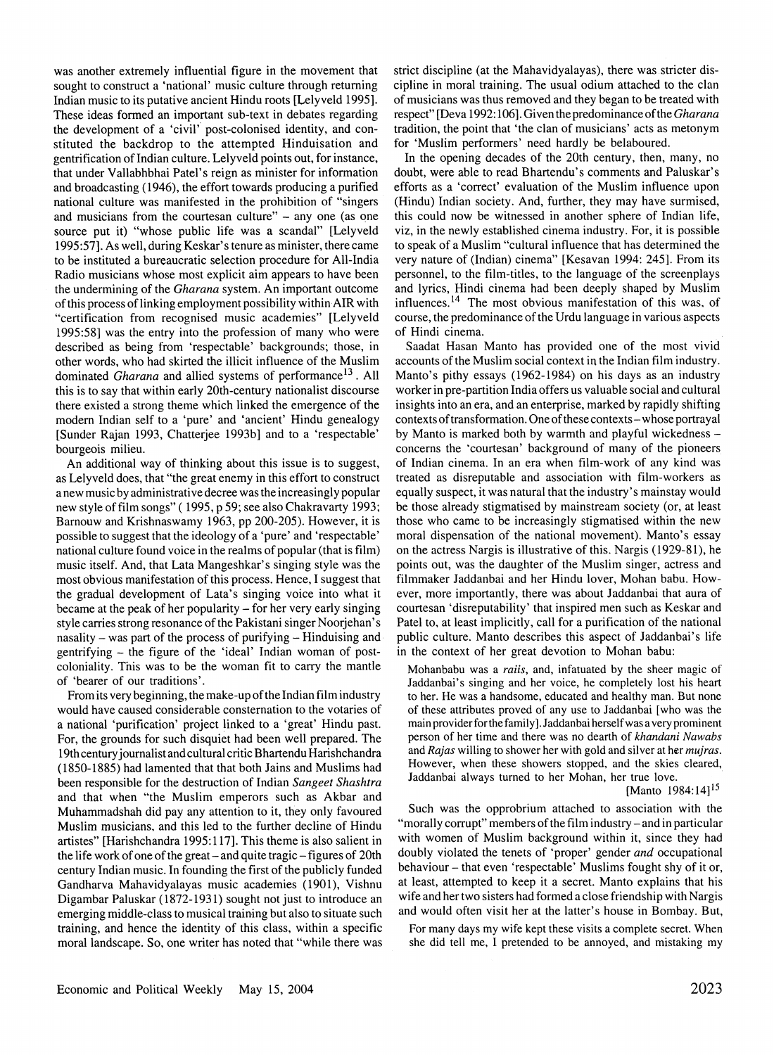was another extremely influential figure in the movement that sought to construct a 'national' music culture through returning Indian music to its putative ancient Hindu roots [Lelyveld 1995]. These ideas formed an important sub-text in debates regarding the development of a 'civil' post-colonised identity, and constituted the backdrop to the attempted Hinduisation and gentrification of Indian culture. Lelyveld points out, for instance, that under Vallabhbhai Patel's reign as minister for information and broadcasting (1946), the effort towards producing a purified national culture was manifested in the prohibition of "singers and musicians from the courtesan culture" – any one (as one source put it) "whose public life was a scandal" [Lelyveld 1995:57]. As well, during Keskar's tenure as minister, there came to be instituted a bureaucratic selection procedure for All-India Radio musicians whose most explicit aim appears to have been the undermining of the *Gharana* system. An important outcome of this process of linking employment possibility within AIR with "certification from recognised music academies" [Lelyveld 1995:58] was the entry into the profession of many who were described as being from 'respectable' backgrounds; those, in other words, who had skirted the illicit influence of the Muslim dominated *Gharana* and allied systems of performance[13]. All this is to say that within early 20th-century nationalist discourse there existed a strong theme which linked the emergence of the modern Indian self to a 'pure' and 'ancient' Hindu genealogy [Sunder Rajan 1993, Chatterjee 1993b] and to a 'respectable' bourgeois milieu.

An additional way of thinking about this issue is to suggest, as Lelyveld does, that "the great enemy in this effort to construct a new music by administrative decree was the increasingly popular new style of film songs" (1995, p 59; see also Chakravarty 1993; Barnouw and Krishnaswamy 1963, pp 200-205). However, it is possible to suggest that the ideology of a 'pure' and 'respectable' national culture found voice in the realms of popular (that is film) music itself. And, that Lata Mangeshkar's singing style was the most obvious manifestation of this process. Hence, I suggest that the gradual development of Lata's singing voice into what it became at the peak of her popularity – for her very early singing style carries strong resonance of the Pakistani singer Noorjehan's nasality – was part of the process of purifying – Hinduising and gentrifying – the figure of the 'ideal' Indian woman of post-coloniality. This was to be the woman fit to carry the mantle of 'bearer of our traditions'.

From its very beginning, the make-up of the Indian film industry would have caused considerable consternation to the votaries of a national 'purification' project linked to a 'great' Hindu past. For, the grounds for such disquiet had been well prepared. The 19th century journalist and cultural critic Bhartendu Harishchandra (1850-1885) had lamented that that both Jains and Muslims had been responsible for the destruction of Indian *Sangeet Shashtra* and that when "the Muslim emperors such as Akbar and Muhammadshah did pay any attention to it, they only favoured Muslim musicians, and this led to the further decline of Hindu artistes" [Harishchandra 1995:117]. This theme is also salient in the life work of one of the great – and quite tragic – figures of 20th century Indian music. In founding the first of the publicly funded Gandharva Mahavidyalayas music academies (1901), Vishnu Digambar Paluskar (1872-1931) sought not just to introduce an emerging middle-class to musical training but also to situate such training, and hence the identity of this class, within a specific moral landscape. So, one writer has noted that "while there was strict discipline (at the Mahavidyalayas), there was stricter discipline in moral training. The usual odium attached to the clan of musicians was thus removed and they began to be treated with respect" [Deva 1992:106]. Given the predominance of the *Gharana* tradition, the point that 'the clan of musicians' acts as metonym for 'Muslim performers' need hardly be belaboured.

In the opening decades of the 20th century, then, many, no doubt, were able to read Bhartendu's comments and Paluskar's efforts as a 'correct' evaluation of the Muslim influence upon (Hindu) Indian society. And, further, they may have surmised, this could now be witnessed in another sphere of Indian life, viz, in the newly established cinema industry. For, it is possible to speak of a Muslim "cultural influence that has determined the very nature of (Indian) cinema" [Kesavan 1994: 245]. From its personnel, to the film-titles, to the language of the screenplays and lyrics, Hindi cinema had been deeply shaped by Muslim influences.[14] The most obvious manifestation of this was, of course, the predominance of the Urdu language in various aspects of Hindi cinema.

Saadat Hasan Manto has provided one of the most vivid accounts of the Muslim social context in the Indian film industry. Manto's pithy essays (1962-1984) on his days as an industry worker in pre-partition India offers us valuable social and cultural insights into an era, and an enterprise, marked by rapidly shifting contexts of transformation. One of these contexts – whose portrayal by Manto is marked both by warmth and playful wickedness – concerns the 'courtesan' background of many of the pioneers of Indian cinema. In an era when film-work of any kind was treated as disreputable and association with film-workers as equally suspect, it was natural that the industry's mainstay would be those already stigmatised by mainstream society (or, at least those who came to be increasingly stigmatised within the new moral dispensation of the national movement). Manto's essay on the actress Nargis is illustrative of this. Nargis (1929-81), he points out, was the daughter of the Muslim singer, actress and filmmaker Jaddanbai and her Hindu lover, Mohan babu. However, more importantly, there was about Jaddanbai that aura of courtesan 'disreputability' that inspired men such as Keskar and Patel to, at least implicitly, call for a purification of the national public culture. Manto describes this aspect of Jaddanbai's life in the context of her great devotion to Mohan babu:

> Mohanbabu was a *raiis*, and, infatuated by the sheer magic of Jaddanbai's singing and her voice, he completely lost his heart to her. He was a handsome, educated and healthy man. But none of these attributes proved of any use to Jaddanbai [who was the main provider for the family]. Jaddanbai herself was a very prominent person of her time and there was no dearth of *khandani Nawabs* and *Rajas* willing to shower her with gold and silver at her *mujras*. However, when these showers stopped, and the skies cleared, Jaddanbai always turned to her Mohan, her true love.
>
> [Manto 1984:14][15]

Such was the opprobrium attached to association with the "morally corrupt" members of the film industry – and in particular with women of Muslim background within it, since they had doubly violated the tenets of 'proper' gender *and* occupational behaviour – that even 'respectable' Muslims fought shy of it or, at least, attempted to keep it a secret. Manto explains that his wife and her two sisters had formed a close friendship with Nargis and would often visit her at the latter's house in Bombay. But,

> For many days my wife kept these visits a complete secret. When she did tell me, I pretended to be annoyed, and mistaking my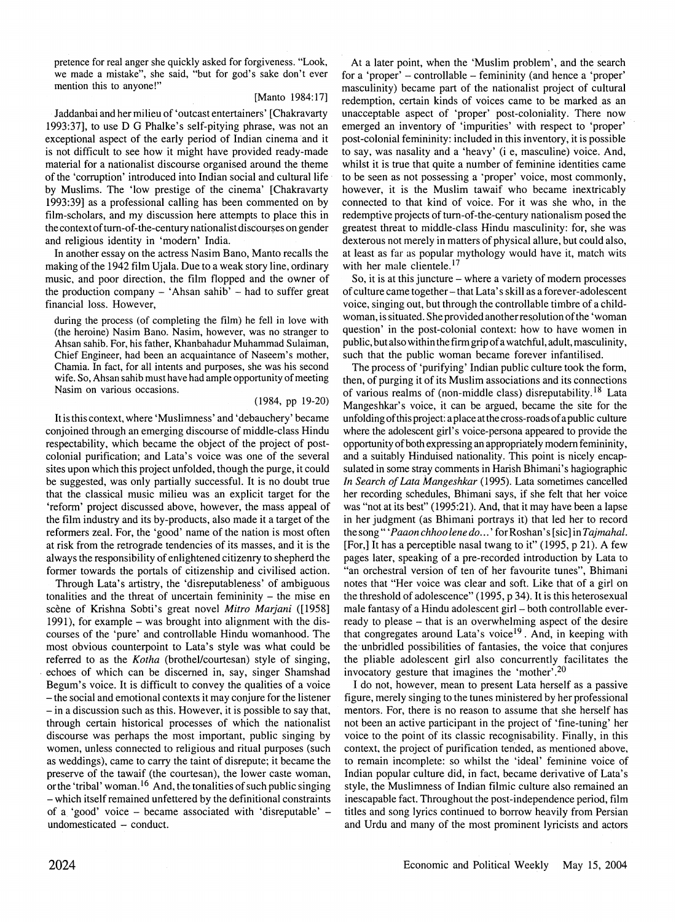pretence for real anger she quickly asked for forgiveness. "Look, we made a mistake", she said, "but for god's sake don't ever mention this to anyone!"

[Manto 1984:17]

Jaddanbai and her milieu of 'outcast entertainers' [Chakravarty 1993:37], to use D G Phalke's self-pitying phrase, was not an exceptional aspect of the early period of Indian cinema and it is not difficult to see how it might have provided ready-made material for a nationalist discourse organised around the theme of the 'corruption' introduced into Indian social and cultural life by Muslims. The 'low prestige of the cinema' [Chakravarty 1993:39] as a professional calling has been commented on by film-scholars, and my discussion here attempts to place this in the context of turn-of-the-century nationalist discourses on gender and religious identity in 'modern' India.

In another essay on the actress Nasim Bano, Manto recalls the making of the 1942 film Ujala. Due to a weak story line, ordinary music, and poor direction, the film flopped and the owner of the production company – 'Ahsan sahib' – had to suffer great financial loss. However,

> during the process (of completing the film) he fell in love with (the heroine) Nasim Bano. Nasim, however, was no stranger to Ahsan sahib. For, his father, Khanbahadur Muhammad Sulaiman, Chief Engineer, had been an acquaintance of Naseem's mother, Chamia. In fact, for all intents and purposes, she was his second wife. So, Ahsan sahib must have had ample opportunity of meeting Nasim on various occasions.
>
> (1984, pp 19-20)

It is this context, where 'Muslimness' and 'debauchery' became conjoined through an emerging discourse of middle-class Hindu respectability, which became the object of the project of post-colonial purification; and Lata's voice was one of the several sites upon which this project unfolded, though the purge, it could be suggested, was only partially successful. It is no doubt true that the classical music milieu was an explicit target for the 'reform' project discussed above, however, the mass appeal of the film industry and its by-products, also made it a target of the reformers zeal. For, the 'good' name of the nation is most often at risk from the retrograde tendencies of its masses, and it is the always the responsibility of enlightened citizenry to shepherd the former towards the portals of citizenship and civilised action.

Through Lata's artistry, the 'disreputableness' of ambiguous tonalities and the threat of uncertain femininity – the mise en scène of Krishna Sobti's great novel *Mitro Marjani* ([1958] 1991), for example – was brought into alignment with the discourses of the 'pure' and controllable Hindu womanhood. The most obvious counterpoint to Lata's style was what could be referred to as the *Kotha* (brothel/courtesan) style of singing, echoes of which can be discerned in, say, singer Shamshad Begum's voice. It is difficult to convey the qualities of a voice – the social and emotional contexts it may conjure for the listener – in a discussion such as this. However, it is possible to say that, through certain historical processes of which the nationalist discourse was perhaps the most important, public singing by women, unless connected to religious and ritual purposes (such as weddings), came to carry the taint of disrepute; it became the preserve of the tawaif (the courtesan), the lower caste woman, or the 'tribal' woman.[16] And, the tonalities of such public singing – which itself remained unfettered by the definitional constraints of a 'good' voice – became associated with 'disreputable' – undomesticated – conduct.

At a later point, when the 'Muslim problem', and the search for a 'proper' – controllable – femininity (and hence a 'proper' masculinity) became part of the nationalist project of cultural redemption, certain kinds of voices came to be marked as an unacceptable aspect of 'proper' post-coloniality. There now emerged an inventory of 'impurities' with respect to 'proper' post-colonial femininity: included in this inventory, it is possible to say, was nasality and a 'heavy' (i e, masculine) voice. And, whilst it is true that quite a number of feminine identities came to be seen as not possessing a 'proper' voice, most commonly, however, it is the Muslim tawaif who became inextricably connected to that kind of voice. For it was she who, in the redemptive projects of turn-of-the-century nationalism posed the greatest threat to middle-class Hindu masculinity: for, she was dexterous not merely in matters of physical allure, but could also, at least as far as popular mythology would have it, match wits with her male clientele.[17]

So, it is at this juncture – where a variety of modern processes of culture came together – that Lata's skill as a forever-adolescent voice, singing out, but through the controllable timbre of a child-woman, is situated. She provided another resolution of the 'woman question' in the post-colonial context: how to have women in public, but also within the firm grip of a watchful, adult, masculinity, such that the public woman became forever infantilised.

The process of 'purifying' Indian public culture took the form, then, of purging it of its Muslim associations and its connections of various realms of (non-middle class) disreputability.[18] Lata Mangeshkar's voice, it can be argued, became the site for the unfolding of this project: a place at the cross-roads of a public culture where the adolescent girl's voice-persona appeared to provide the opportunity of both expressing an appropriately modern femininity, and a suitably Hinduised nationality. This point is nicely encapsulated in some stray comments in Harish Bhimani's hagiographic *In Search of Lata Mangeshkar* (1995). Lata sometimes cancelled her recording schedules, Bhimani says, if she felt that her voice was "not at its best" (1995:21). And, that it may have been a lapse in her judgment (as Bhimani portrays it) that led her to record the song "'*Paaon chhoo lene do...*' for Roshan's [sic] in *Tajmahal*. [For,] It has a perceptible nasal twang to it" (1995, p 21). A few pages later, speaking of a pre-recorded introduction by Lata to "an orchestral version of ten of her favourite tunes", Bhimani notes that "Her voice was clear and soft. Like that of a girl on the threshold of adolescence" (1995, p 34). It is this heterosexual male fantasy of a Hindu adolescent girl – both controllable ever-ready to please – that is an overwhelming aspect of the desire that congregates around Lata's voice[19]. And, in keeping with the unbridled possibilities of fantasies, the voice that conjures the pliable adolescent girl also concurrently facilitates the invocatory gesture that imagines the 'mother'.[20]

I do not, however, mean to present Lata herself as a passive figure, merely singing to the tunes ministered by her professional mentors. For, there is no reason to assume that she herself has not been an active participant in the project of 'fine-tuning' her voice to the point of its classic recognisability. Finally, in this context, the project of purification tended, as mentioned above, to remain incomplete: so whilst the 'ideal' feminine voice of Indian popular culture did, in fact, became derivative of Lata's style, the Muslimness of Indian filmic culture also remained an inescapable fact. Throughout the post-independence period, film titles and song lyrics continued to borrow heavily from Persian and Urdu and many of the most prominent lyricists and actors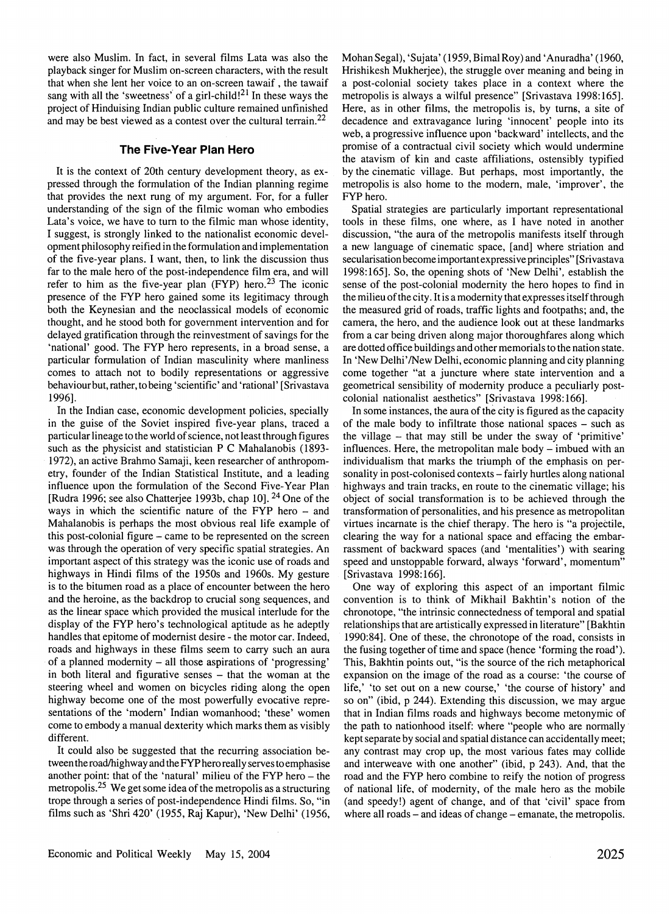were also Muslim. In fact, in several films Lata was also the playback singer for Muslim on-screen characters, with the result that when she lent her voice to an on-screen tawaif , the tawaif sang with all the 'sweetness' of a girl-child![21] In these ways the project of Hinduising Indian public culture remained unfinished and may be best viewed as a contest over the cultural terrain.[22]

## The Five-Year Plan Hero

It is the context of 20th century development theory, as expressed through the formulation of the Indian planning regime that provides the next rung of my argument. For, for a fuller understanding of the sign of the filmic woman who embodies Lata's voice, we have to turn to the filmic man whose identity, I suggest, is strongly linked to the nationalist economic development philosophy reified in the formulation and implementation of the five-year plans. I want, then, to link the discussion thus far to the male hero of the post-independence film era, and will refer to him as the five-year plan (FYP) hero.[23] The iconic presence of the FYP hero gained some its legitimacy through both the Keynesian and the neoclassical models of economic thought, and he stood both for government intervention and for delayed gratification through the reinvestment of savings for the 'national' good. The FYP hero represents, in a broad sense, a particular formulation of Indian masculinity where manliness comes to attach not to bodily representations or aggressive behaviour but, rather, to being 'scientific' and 'rational' [Srivastava 1996].

In the Indian case, economic development policies, specially in the guise of the Soviet inspired five-year plans, traced a particular lineage to the world of science, not least through figures such as the physicist and statistician P C Mahalanobis (1893-1972), an active Brahmo Samaji, keen researcher of anthropometry, founder of the Indian Statistical Institute, and a leading influence upon the formulation of the Second Five-Year Plan [Rudra 1996; see also Chatterjee 1993b, chap 10].[24] One of the ways in which the scientific nature of the FYP hero – and Mahalanobis is perhaps the most obvious real life example of this post-colonial figure – came to be represented on the screen was through the operation of very specific spatial strategies. An important aspect of this strategy was the iconic use of roads and highways in Hindi films of the 1950s and 1960s. My gesture is to the bitumen road as a place of encounter between the hero and the heroine, as the backdrop to crucial song sequences, and as the linear space which provided the musical interlude for the display of the FYP hero's technological aptitude as he adeptly handles that epitome of modernist desire - the motor car. Indeed, roads and highways in these films seem to carry such an aura of a planned modernity – all those aspirations of 'progressing' in both literal and figurative senses – that the woman at the steering wheel and women on bicycles riding along the open highway become one of the most powerfully evocative representations of the 'modern' Indian womanhood; 'these' women come to embody a manual dexterity which marks them as visibly different.

It could also be suggested that the recurring association between the road/highway and the FYP hero really serves to emphasise another point: that of the 'natural' milieu of the FYP hero – the metropolis.[25] We get some idea of the metropolis as a structuring trope through a series of post-independence Hindi films. So, "in films such as 'Shri 420' (1955, Raj Kapur), 'New Delhi' (1956, Mohan Segal), 'Sujata' (1959, Bimal Roy) and 'Anuradha' (1960, Hrishikesh Mukherjee), the struggle over meaning and being in a post-colonial society takes place in a context where the metropolis is always a wilful presence" [Srivastava 1998:165]. Here, as in other films, the metropolis is, by turns, a site of decadence and extravagance luring 'innocent' people into its web, a progressive influence upon 'backward' intellects, and the promise of a contractual civil society which would undermine the atavism of kin and caste affiliations, ostensibly typified by the cinematic village. But perhaps, most importantly, the metropolis is also home to the modern, male, 'improver', the FYP hero.

Spatial strategies are particularly important representational tools in these films, one where, as I have noted in another discussion, "the aura of the metropolis manifests itself through a new language of cinematic space, [and] where striation and secularisation become important expressive principles" [Srivastava 1998:165]. So, the opening shots of 'New Delhi', establish the sense of the post-colonial modernity the hero hopes to find in the milieu of the city. It is a modernity that expresses itself through the measured grid of roads, traffic lights and footpaths; and, the camera, the hero, and the audience look out at these landmarks from a car being driven along major thoroughfares along which are dotted office buildings and other memorials to the nation state. In 'New Delhi'/New Delhi, economic planning and city planning come together "at a juncture where state intervention and a geometrical sensibility of modernity produce a peculiarly post-colonial nationalist aesthetics" [Srivastava 1998:166].

In some instances, the aura of the city is figured as the capacity of the male body to infiltrate those national spaces – such as the village – that may still be under the sway of 'primitive' influences. Here, the metropolitan male body – imbued with an individualism that marks the triumph of the emphasis on personality in post-colonised contexts – fairly hurtles along national highways and train tracks, en route to the cinematic village; his object of social transformation is to be achieved through the transformation of personalities, and his presence as metropolitan virtues incarnate is the chief therapy. The hero is "a projectile, clearing the way for a national space and effacing the embarrassment of backward spaces (and 'mentalities') with searing speed and unstoppable forward, always 'forward', momentum" [Srivastava 1998:166].

One way of exploring this aspect of an important filmic convention is to think of Mikhail Bakhtin's notion of the chronotope, "the intrinsic connectedness of temporal and spatial relationships that are artistically expressed in literature" [Bakhtin 1990:84]. One of these, the chronotope of the road, consists in the fusing together of time and space (hence 'forming the road'). This, Bakhtin points out, "is the source of the rich metaphorical expansion on the image of the road as a course: 'the course of life,' 'to set out on a new course,' 'the course of history' and so on" (ibid, p 244). Extending this discussion, we may argue that in Indian films roads and highways become metonymic of the path to nationhood itself: where "people who are normally kept separate by social and spatial distance can accidentally meet; any contrast may crop up, the most various fates may collide and interweave with one another" (ibid, p 243). And, that the road and the FYP hero combine to reify the notion of progress of national life, of modernity, of the male hero as the mobile (and speedy!) agent of change, and of that 'civil' space from where all roads – and ideas of change – emanate, the metropolis.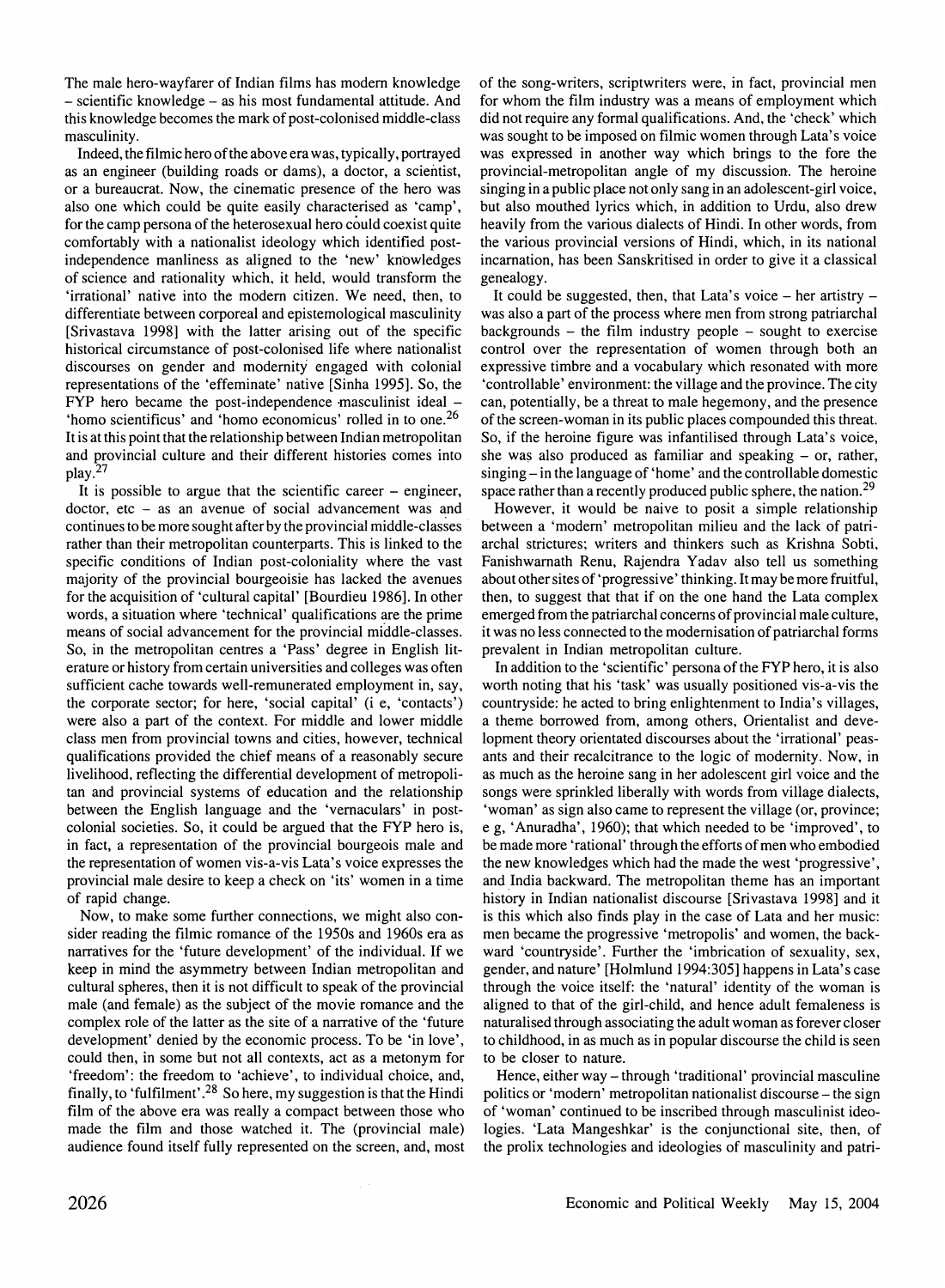The male hero-wayfarer of Indian films has modern knowledge – scientific knowledge – as his most fundamental attitude. And this knowledge becomes the mark of post-colonised middle-class masculinity.

Indeed, the filmic hero of the above era was, typically, portrayed as an engineer (building roads or dams), a doctor, a scientist, or a bureaucrat. Now, the cinematic presence of the hero was also one which could be quite easily characterised as 'camp', for the camp persona of the heterosexual hero could coexist quite comfortably with a nationalist ideology which identified post-independence manliness as aligned to the 'new' knowledges of science and rationality which, it held, would transform the 'irrational' native into the modern citizen. We need, then, to differentiate between corporeal and epistemological masculinity [Srivastava 1998] with the latter arising out of the specific historical circumstance of post-colonised life where nationalist discourses on gender and modernity engaged with colonial representations of the 'effeminate' native [Sinha 1995]. So, the FYP hero became the post-independence masculinist ideal – 'homo scientificus' and 'homo economicus' rolled in to one.[26] It is at this point that the relationship between Indian metropolitan and provincial culture and their different histories comes into play.[27]

It is possible to argue that the scientific career – engineer, doctor, etc – as an avenue of social advancement was and continues to be more sought after by the provincial middle-classes rather than their metropolitan counterparts. This is linked to the specific conditions of Indian post-coloniality where the vast majority of the provincial bourgeoisie has lacked the avenues for the acquisition of 'cultural capital' [Bourdieu 1986]. In other words, a situation where 'technical' qualifications are the prime means of social advancement for the provincial middle-classes. So, in the metropolitan centres a 'Pass' degree in English literature or history from certain universities and colleges was often sufficient cache towards well-remunerated employment in, say, the corporate sector; for here, 'social capital' (i e, 'contacts') were also a part of the context. For middle and lower middle class men from provincial towns and cities, however, technical qualifications provided the chief means of a reasonably secure livelihood, reflecting the differential development of metropolitan and provincial systems of education and the relationship between the English language and the 'vernaculars' in post-colonial societies. So, it could be argued that the FYP hero is, in fact, a representation of the provincial bourgeois male and the representation of women vis-a-vis Lata's voice expresses the provincial male desire to keep a check on 'its' women in a time of rapid change.

Now, to make some further connections, we might also consider reading the filmic romance of the 1950s and 1960s era as narratives for the 'future development' of the individual. If we keep in mind the asymmetry between Indian metropolitan and cultural spheres, then it is not difficult to speak of the provincial male (and female) as the subject of the movie romance and the complex role of the latter as the site of a narrative of the 'future development' denied by the economic process. To be 'in love', could then, in some but not all contexts, act as a metonym for 'freedom': the freedom to 'achieve', to individual choice, and, finally, to 'fulfilment'.[28] So here, my suggestion is that the Hindi film of the above era was really a compact between those who made the film and those watched it. The (provincial male) audience found itself fully represented on the screen, and, most of the song-writers, scriptwriters were, in fact, provincial men for whom the film industry was a means of employment which did not require any formal qualifications. And, the 'check' which was sought to be imposed on filmic women through Lata's voice was expressed in another way which brings to the fore the provincial-metropolitan angle of my discussion. The heroine singing in a public place not only sang in an adolescent-girl voice, but also mouthed lyrics which, in addition to Urdu, also drew heavily from the various dialects of Hindi. In other words, from the various provincial versions of Hindi, which, in its national incarnation, has been Sanskritised in order to give it a classical genealogy.

It could be suggested, then, that Lata's voice – her artistry – was also a part of the process where men from strong patriarchal backgrounds – the film industry people – sought to exercise control over the representation of women through both an expressive timbre and a vocabulary which resonated with more 'controllable' environment: the village and the province. The city can, potentially, be a threat to male hegemony, and the presence of the screen-woman in its public places compounded this threat. So, if the heroine figure was infantilised through Lata's voice, she was also produced as familiar and speaking – or, rather, singing – in the language of 'home' and the controllable domestic space rather than a recently produced public sphere, the nation.[29]

However, it would be naive to posit a simple relationship between a 'modern' metropolitan milieu and the lack of patriarchal strictures; writers and thinkers such as Krishna Sobti, Fanishwarnath Renu, Rajendra Yadav also tell us something about other sites of 'progressive' thinking. It may be more fruitful, then, to suggest that that if on the one hand the Lata complex emerged from the patriarchal concerns of provincial male culture, it was no less connected to the modernisation of patriarchal forms prevalent in Indian metropolitan culture.

In addition to the 'scientific' persona of the FYP hero, it is also worth noting that his 'task' was usually positioned vis-a-vis the countryside: he acted to bring enlightenment to India's villages, a theme borrowed from, among others, Orientalist and development theory orientated discourses about the 'irrational' peasants and their recalcitrance to the logic of modernity. Now, in as much as the heroine sang in her adolescent girl voice and the songs were sprinkled liberally with words from village dialects, 'woman' as sign also came to represent the village (or, province; e g, 'Anuradha', 1960); that which needed to be 'improved', to be made more 'rational' through the efforts of men who embodied the new knowledges which had the made the west 'progressive', and India backward. The metropolitan theme has an important history in Indian nationalist discourse [Srivastava 1998] and it is this which also finds play in the case of Lata and her music: men became the progressive 'metropolis' and women, the backward 'countryside'. Further the 'imbrication of sexuality, sex, gender, and nature' [Holmlund 1994:305] happens in Lata's case through the voice itself: the 'natural' identity of the woman is aligned to that of the girl-child, and hence adult femaleness is naturalised through associating the adult woman as forever closer to childhood, in as much as in popular discourse the child is seen to be closer to nature.

Hence, either way – through 'traditional' provincial masculine politics or 'modern' metropolitan nationalist discourse – the sign of 'woman' continued to be inscribed through masculinist ideologies. 'Lata Mangeshkar' is the conjunctional site, then, of the prolix technologies and ideologies of masculinity and patri-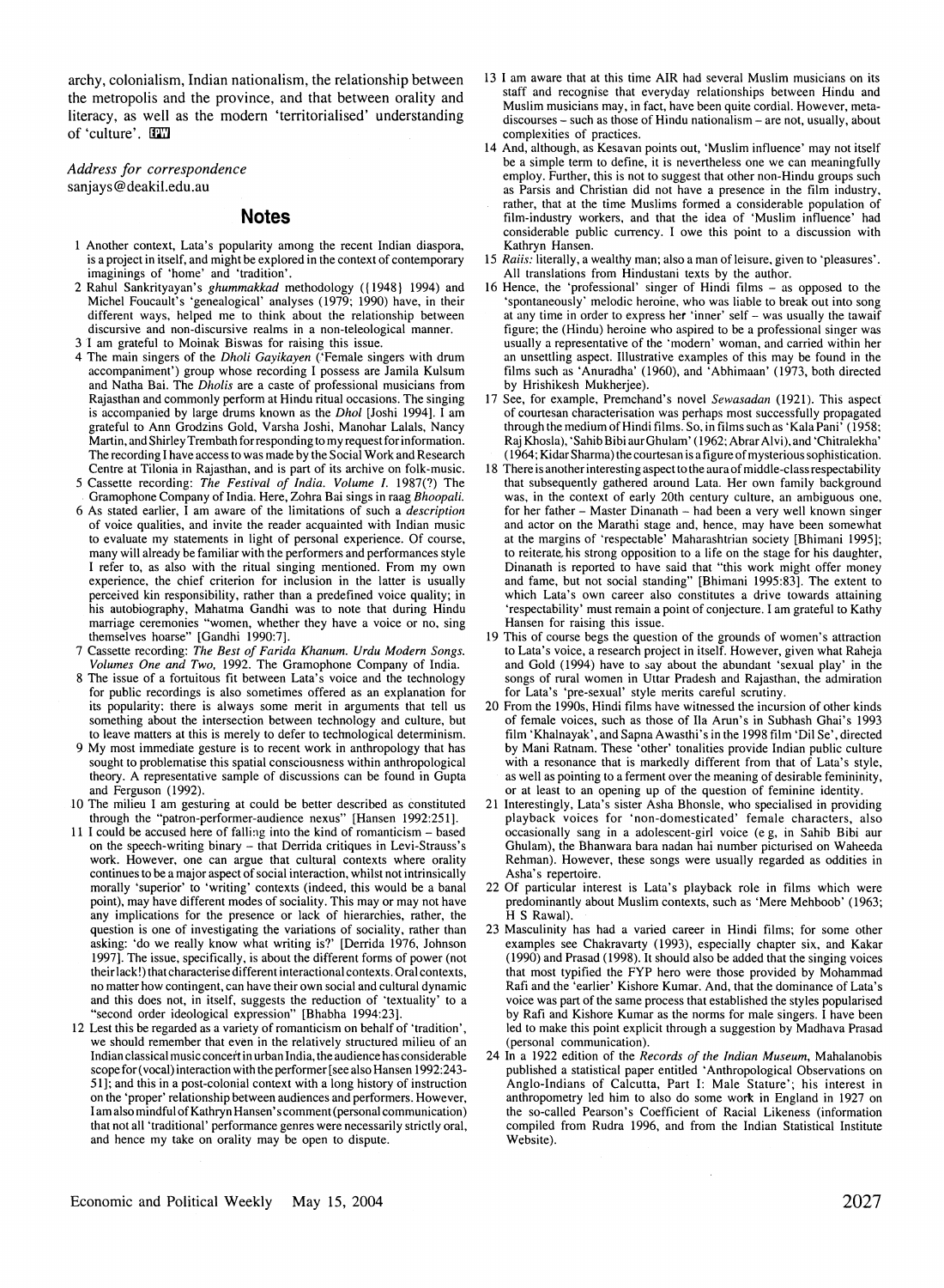archy, colonialism, Indian nationalism, the relationship between the metropolis and the province, and that between orality and literacy, as well as the modern 'territorialised' understanding of 'culture'. EPW

*Address for correspondence*
sanjays@deakil.edu.au

## Notes

1 Another context, Lata's popularity among the recent Indian diaspora, is a project in itself, and might be explored in the context of contemporary imaginings of 'home' and 'tradition'.

2 Rahul Sankrityayan's *ghummakkad* methodology ({1948} 1994) and Michel Foucault's 'genealogical' analyses (1979; 1990) have, in their different ways, helped me to think about the relationship between discursive and non-discursive realms in a non-teleological manner.

3 I am grateful to Moinak Biswas for raising this issue.

4 The main singers of the *Dholi Gayikayen* ('Female singers with drum accompaniment') group whose recording I possess are Jamila Kulsum and Natha Bai. The *Dholis* are a caste of professional musicians from Rajasthan and commonly perform at Hindu ritual occasions. The singing is accompanied by large drums known as the *Dhol* [Joshi 1994]. I am grateful to Ann Grodzins Gold, Varsha Joshi, Manohar Lalals, Nancy Martin, and Shirley Trembath for responding to my request for information. The recording I have access to was made by the Social Work and Research Centre at Tilonia in Rajasthan, and is part of its archive on folk-music.

5 Cassette recording: *The Festival of India. Volume I.* 1987(?) The Gramophone Company of India. Here, Zohra Bai sings in raag *Bhoopali.*

6 As stated earlier, I am aware of the limitations of such a *description* of voice qualities, and invite the reader acquainted with Indian music to evaluate my statements in light of personal experience. Of course, many will already be familiar with the performers and performances style I refer to, as also with the ritual singing mentioned. From my own experience, the chief criterion for inclusion in the latter is usually perceived kin responsibility, rather than a predefined voice quality; in his autobiography, Mahatma Gandhi was to note that during Hindu marriage ceremonies "women, whether they have a voice or no, sing themselves hoarse" [Gandhi 1990:7].

7 Cassette recording: *The Best of Farida Khanum. Urdu Modern Songs. Volumes One and Two,* 1992. The Gramophone Company of India.

8 The issue of a fortuitous fit between Lata's voice and the technology for public recordings is also sometimes offered as an explanation for its popularity; there is always some merit in arguments that tell us something about the intersection between technology and culture, but to leave matters at this is merely to defer to technological determinism.

9 My most immediate gesture is to recent work in anthropology that has sought to problematise this spatial consciousness within anthropological theory. A representative sample of discussions can be found in Gupta and Ferguson (1992).

10 The milieu I am gesturing at could be better described as constituted through the "patron-performer-audience nexus" [Hansen 1992:251].

11 I could be accused here of falling into the kind of romanticism – based on the speech-writing binary – that Derrida critiques in Levi-Strauss's work. However, one can argue that cultural contexts where orality continues to be a major aspect of social interaction, whilst not intrinsically morally 'superior' to 'writing' contexts (indeed, this would be a banal point), may have different modes of sociality. This may or may not have any implications for the presence or lack of hierarchies, rather, the question is one of investigating the variations of sociality, rather than asking: 'do we really know what writing is?' [Derrida 1976, Johnson 1997]. The issue, specifically, is about the different forms of power (not their lack!) that characterise different interactional contexts. Oral contexts, no matter how contingent, can have their own social and cultural dynamic and this does not, in itself, suggests the reduction of 'textuality' to a "second order ideological expression" [Bhabha 1994:23].

12 Lest this be regarded as a variety of romanticism on behalf of 'tradition', we should remember that even in the relatively structured milieu of an Indian classical music concert in urban India, the audience has considerable scope for (vocal) interaction with the performer [see also Hansen 1992:243-51]; and this in a post-colonial context with a long history of instruction on the 'proper' relationship between audiences and performers. However, I am also mindful of Kathryn Hansen's comment (personal communication) that not all 'traditional' performance genres were necessarily strictly oral, and hence my take on orality may be open to dispute.

13 I am aware that at this time AIR had several Muslim musicians on its staff and recognise that everyday relationships between Hindu and Muslim musicians may, in fact, have been quite cordial. However, meta-discourses – such as those of Hindu nationalism – are not, usually, about complexities of practices.

14 And, although, as Kesavan points out, 'Muslim influence' may not itself be a simple term to define, it is nevertheless one we can meaningfully employ. Further, this is not to suggest that other non-Hindu groups such as Parsis and Christian did not have a presence in the film industry, rather, that at the time Muslims formed a considerable population of film-industry workers, and that the idea of 'Muslim influence' had considerable public currency. I owe this point to a discussion with Kathryn Hansen.

15 *Raiis:* literally, a wealthy man; also a man of leisure, given to 'pleasures'. All translations from Hindustani texts by the author.

16 Hence, the 'professional' singer of Hindi films – as opposed to the 'spontaneously' melodic heroine, who was liable to break out into song at any time in order to express her 'inner' self – was usually the tawaif figure; the (Hindu) heroine who aspired to be a professional singer was usually a representative of the 'modern' woman, and carried within her an unsettling aspect. Illustrative examples of this may be found in the films such as 'Anuradha' (1960), and 'Abhimaan' (1973, both directed by Hrishikesh Mukherjee).

17 See, for example, Premchand's novel *Sewasadan* (1921). This aspect of courtesan characterisation was perhaps most successfully propagated through the medium of Hindi films. So, in films such as 'Kala Pani' (1958; Raj Khosla), 'Sahib Bibi aur Ghulam' (1962; Abrar Alvi), and 'Chitralekha' (1964; Kidar Sharma) the courtesan is a figure of mysterious sophistication.

18 There is another interesting aspect to the aura of middle-class respectability that subsequently gathered around Lata. Her own family background was, in the context of early 20th century culture, an ambiguous one, for her father – Master Dinanath – had been a very well known singer and actor on the Marathi stage and, hence, may have been somewhat at the margins of 'respectable' Maharashtrian society [Bhimani 1995]; to reiterate, his strong opposition to a life on the stage for his daughter, Dinanath is reported to have said that "this work might offer money and fame, but not social standing" [Bhimani 1995:83]. The extent to which Lata's own career also constitutes a drive towards attaining 'respectability' must remain a point of conjecture. I am grateful to Kathy Hansen for raising this issue.

19 This of course begs the question of the grounds of women's attraction to Lata's voice, a research project in itself. However, given what Raheja and Gold (1994) have to say about the abundant 'sexual play' in the songs of rural women in Uttar Pradesh and Rajasthan, the admiration for Lata's 'pre-sexual' style merits careful scrutiny.

20 From the 1990s, Hindi films have witnessed the incursion of other kinds of female voices, such as those of Ila Arun's in Subhash Ghai's 1993 film 'Khalnayak', and Sapna Awasthi's in the 1998 film 'Dil Se', directed by Mani Ratnam. These 'other' tonalities provide Indian public culture with a resonance that is markedly different from that of Lata's style, as well as pointing to a ferment over the meaning of desirable femininity, or at least to an opening up of the question of feminine identity.

21 Interestingly, Lata's sister Asha Bhonsle, who specialised in providing playback voices for 'non-domesticated' female characters, also occasionally sang in a adolescent-girl voice (e g, in Sahib Bibi aur Ghulam), the Bhanwara bara nadan hai number picturised on Waheeda Rehman). However, these songs were usually regarded as oddities in Asha's repertoire.

22 Of particular interest is Lata's playback role in films which were predominantly about Muslim contexts, such as 'Mere Mehboob' (1963; H S Rawal).

23 Masculinity has had a varied career in Hindi films; for some other examples see Chakravarty (1993), especially chapter six, and Kakar (1990) and Prasad (1998). It should also be added that the singing voices that most typified the FYP hero were those provided by Mohammad Rafi and the 'earlier' Kishore Kumar. And, that the dominance of Lata's voice was part of the same process that established the styles popularised by Rafi and Kishore Kumar as the norms for male singers. I have been led to make this point explicit through a suggestion by Madhava Prasad (personal communication).

24 In a 1922 edition of the *Records of the Indian Museum*, Mahalanobis published a statistical paper entitled 'Anthropological Observations on Anglo-Indians of Calcutta, Part I: Male Stature'; his interest in anthropometry led him to also do some work in England in 1927 on the so-called Pearson's Coefficient of Racial Likeness (information compiled from Rudra 1996, and from the Indian Statistical Institute Website).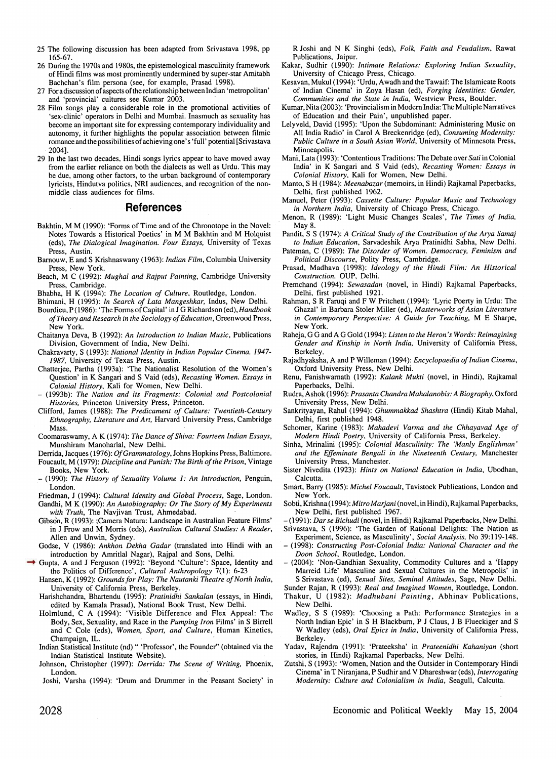25 The following discussion has been adapted from Srivastava 1998, pp 165-67.

26 During the 1970s and 1980s, the epistemological masculinity framework of Hindi films was most prominently undermined by super-star Amitabh Bachchan's film persona (see, for example, Prasad 1998).

27 For a discussion of aspects of the relationship between Indian 'metropolitan' and 'provincial' cultures see Kumar 2003.

28 Film songs play a considerable role in the promotional activities of 'sex-clinic' operators in Delhi and Mumbai. Inasmuch as sexuality has become an important site for expressing contemporary individuality and autonomy, it further highlights the popular association between filmic romance and the possibilities of achieving one's 'full' potential [Srivastava 2004].

29 In the last two decades, Hindi songs lyrics appear to have moved away from the earlier reliance on both the dialects as well as Urdu. This may be due, among other factors, to the urban background of contemporary lyricists, Hindutva politics, NRI audiences, and recognition of the non-middle class audiences for films.

## References

Bakhtin, M M (1990): 'Forms of Time and of the Chronotope in the Novel: Notes Towards a Historical Poetics' in M M Bakhtin and M Holquist (eds), *The Dialogical Imagination. Four Essays,* University of Texas Press, Austin.

Barnouw, E and S Krishnaswany (1963): *Indian Film*, Columbia University Press, New York.

Beach, M C (1992): *Mughal and Rajput Painting*, Cambridge University Press, Cambridge.

Bhabha, H K (1994): *The Location of Culture*, Routledge, London.

Bhimani, H (1995): *In Search of Lata Mangeshkar,* Indus, New Delhi.

Bourdieu, P (1986): 'The Forms of Capital' in J G Richardson (ed), *Handbook of Theory and Research in the Sociology of Education*, Greenwood Press, New York.

Chaitanya Deva, B (1992): *An Introduction to Indian Music*, Publications Division, Government of India, New Delhi.

Chakravarty, S (1993): *National Identity in Indian Popular Cinema. 1947-1987,* University of Texas Press, Austin.

Chatterjee, Partha (1993a): 'The Nationalist Resolution of the Women's Question' in K Sangari and S Vaid (eds), *Recasting Women. Essays in Colonial History*, Kali for Women, New Delhi.

– (1993b): *The Nation and its Fragments: Colonial and Postcolonial Histories,* Princeton University Press, Princeton.

Clifford, James (1988): *The Predicament of Culture: Twentieth-Century Ethnography, Literature and Art,* Harvard University Press, Cambridge Mass.

Coomaraswamy, A K (1974): *The Dance of Shiva: Fourteen Indian Essays*, Munshiram Manoharlal, New Delhi.

Derrida, Jacques (1976): *Of Grammatology*, Johns Hopkins Press, Baltimore.

Foucault, M (1979): *Discipline and Punish: The Birth of the Prison*, Vintage Books, New York.

– (1990): *The History of Sexuality Volume 1: An Introduction,* Penguin, London.

Friedman, J (1994): *Cultural Identity and Global Process*, Sage, London.

Gandhi, M K (1990): *An Autobiography: Or The Story of My Experiments with Truth*, The Navjivan Trust, Ahmedabad.

Gibson, R (1993): ;Camera Natura: Landscape in Australian Feature Films' in J Frow and M Morris (eds), *Australian Cultural Studies: A Reader*, Allen and Unwin, Sydney.

Godse, V (1986): *Ankhon Dekha Gadar* (translated into Hindi with an introduction by Amritlal Nagar), Rajpal and Sons, Delhi.

Gupta, A and J Ferguson (1992): 'Beyond 'Culture': Space, Identity and the Politics of Difference', *Cultural Anthropology* 7(1): 6-23

Hansen, K (1992): *Grounds for Play: The Nautanki Theatre of North India*, University of California Press, Berkeley.

Harishchandra, Bhartendu (1995): *Pratinidhi Sankalan* (essays, in Hindi, edited by Kamala Prasad), National Book Trust, New Delhi.

Holmlund, C A (1994): 'Visible Difference and Flex Appeal: The Body, Sex, Sexuality, and Race in the *Pumping Iron* Films' in S Birrell and C Cole (eds), *Women, Sport, and Culture*, Human Kinetics, Champaign, IL.

Indian Statistical Institute (nd) " 'Professor', the Founder" (obtained via the Indian Statistical Institute Website).

Johnson, Christopher (1997): *Derrida: The Scene of Writing,* Phoenix, London.

Joshi, Varsha (1994): 'Drum and Drummer in the Peasant Society' in R Joshi and N K Singhi (eds), *Folk, Faith and Feudalism*, Rawat Publications, Jaipur.

Kakar, Sudhir (1990): *Intimate Relations: Exploring Indian Sexuality*, University of Chicago Press, Chicago.

Kesavan, Mukul (1994): 'Urdu, Awadh and the Tawaif: The Islamicate Roots of Indian Cinema' in Zoya Hasan (ed), *Forging Identities: Gender, Communities and the State in India,* Westview Press, Boulder.

Kumar, Nita (2003): 'Provincialism in Modern India: The Multiple Narratives of Education and their Pain', unpublished paper.

Lelyveld, David (1995): 'Upon the Subdominant: Administering Music on All India Radio' in Carol A Breckenridge (ed), *Consuming Modernity: Public Culture in a South Asian World*, University of Minnesota Press, Minneapolis.

Mani, Lata (1993): 'Contentious Traditions: The Debate over *Sati* in Colonial India' in K Sangari and S Vaid (eds), *Recasting Women: Essays in Colonial History*, Kali for Women, New Delhi.

Manto, S H (1984): *Meenabazar* (memoirs, in Hindi) Rajkamal Paperbacks, Delhi, first published 1962.

Manuel, Peter (1993): *Cassette Culture: Popular Music and Technology in Northern India*, University of Chicago Press, Chicago.

Menon, R (1989): 'Light Music Changes Scales', *The Times of India,* May 8.

Pandit, S S (1974): *A Critical Study of the Contribution of the Arya Samaj to Indian Education*, Sarvadeshik Arya Pratinidhi Sabha, New Delhi.

Pateman, C (1989): *The Disorder of Women. Democracy, Feminism and Political Discourse*, Polity Press, Cambridge.

Prasad, Madhava (1998): *Ideology of the Hindi Film: An Historical Construction.* OUP, Delhi.

Premchand (1994): *Sewasadan* (novel, in Hindi) Rajkamal Paperbacks, Delhi, first published 1921.

Rahman, S R Faruqi and F W Pritchett (1994): 'Lyric Poetry in Urdu: The Ghazal' in Barbara Stoler Miller (ed), *Masterworks of Asian Literature in Contemporary Perspective: A Guide for Teaching,* M E Sharpe, New York.

Raheja, G G and A G Gold (1994): *Listen to the Heron's Words: Reimagining Gender and Kinship in North India,* University of California Press, Berkeley.

Rajadhyaksha, A and P Willeman (1994): *Encyclopaedia of Indian Cinema*, Oxford University Press, New Delhi.

Renu, Fanishwarnath (1992): *Kalank Mukti* (novel, in Hindi), Rajkamal Paperbacks, Delhi.

Rudra, Ashok (1996): *Prasanta Chandra Mahalanobis: A Biography*, Oxford University Press, New Delhi.

Sankrityayan, Rahul (1994): *Ghummakkad Shashtra* (Hindi) Kitab Mahal, Delhi, first published 1948.

Schomer, Karine (1983): *Mahadevi Varma and the Chhayavad Age of Modern Hindi Poetry*, University of California Press, Berkeley.

Sinha, Mrinalini (1995): *Colonial Masculinity: The 'Manly Englishman' and the Effeminate Bengali in the Nineteenth Century,* Manchester University Press, Manchester.

Sister Nivedita (1923): *Hints on National Education in India*, Ubodhan, Calcutta.

Smart, Barry (1985): *Michel Foucault*, Tavistock Publications, London and New York.

Sobti, Krishna (1994): *Mitro Marjani* (novel, in Hindi), Rajkamal Paperbacks, New Delhi, first published 1967.

– (1991): *Dar se Bichudi* (novel, in Hindi) Rajkamal Paperbacks, New Delhi.

Srivastava, S (1996): 'The Garden of Rational Delights: The Nation as Experiment, Science, as Masculinity', *Social Analysis*, No 39:119-148.

– (1998): *Constructing Post-Colonial India: National Character and the Doon School*, Routledge, London.

– (2004): 'Non-Gandhian Sexuality, Commodity Cultures and a 'Happy Marreid Life' Masculine and Sexual Cultures in the Metropolis' in S Srivastava (ed), *Sexual Sites, Seminal Attitudes*, Sage, New Delhi.

Sunder Rajan, R (1993): *Real and Imagined Women*, Routledge, London.

Thakur, U (1982): *Madhubani Painting*, Abhinav Publications, New Delhi.

Wadley, S S (1989): 'Choosing a Path: Performance Strategies in a North Indian Epic' in S H Blackburn, P J Claus, J B Flueckiger and S W Wadley (eds), *Oral Epics in India*, University of California Press, Berkeley.

Yadav, Rajendra (1991): 'Prateeksha' in *Prateenidhi Kahaniyan* (short stories, in Hindi) Rajkamal Paperbacks, New Delhi.

Zutshi, S (1993): 'Women, Nation and the Outsider in Contemporary Hindi Cinema' in T Niranjana, P Sudhir and V Dhareshwar (eds), *Interrogating Modernity: Culture and Colonialism in India*, Seagull, Calcutta.